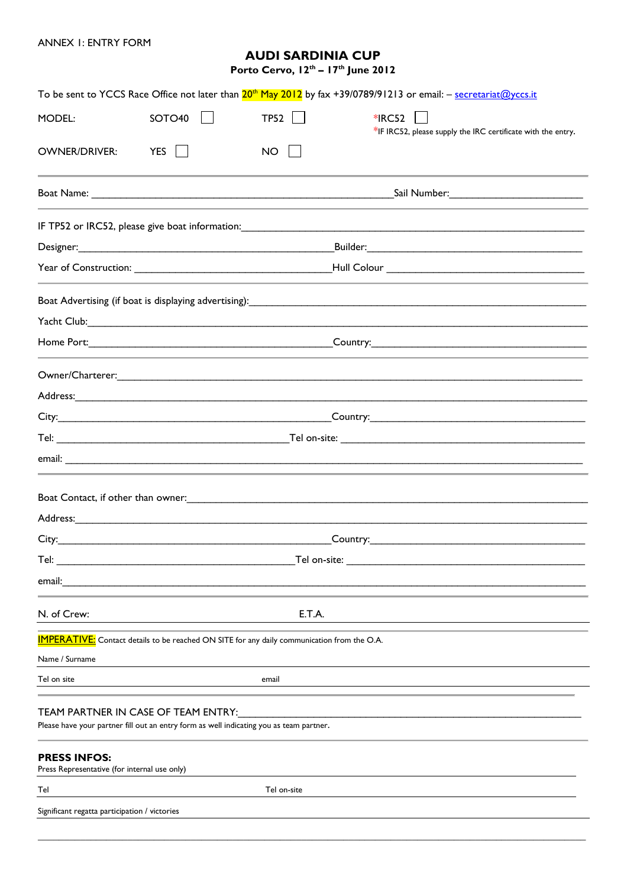ANNEX I: ENTRY FORM

# AUDI SARDINIA CUP

**Porto Cervo, 12th – 17th June 2012**

To be sent to YCCS Race Office not later than 20th May 2012 by fax +39/0789/91213 or email: – secretariat@yccs.it

MODEL: SOTO40 ☐ TP52 ☐ *IRC52 ☐

*IF IRC52, please supply the IRC certificate with the entry.

OWNER/DRIVER: YES ☐ NO ☐

---

Boat Name: ______________________________ Sail Number: ______________

---

IF TP52 or IRC52, please give boat information: ______________________________

Designer: ______________________________ Builder: ______________________________

Year of Construction: ______________________ Hull Colour ______________________

---

Boat Advertising (if boat is displaying advertising): ______________________________

Yacht Club: ______________________________

Home Port: ______________________________ Country: ______________________________

---

Owner/Charterer: ______________________________

Address: ______________________________

City: ______________________________ Country: ______________________________

Tel: ______________________________ Tel on-site: ______________________________

email: ______________________________

---

Boat Contact, if other than owner: ______________________________

Address: ______________________________

City: ______________________________ Country: ______________________________

Tel: ______________________________ Tel on-site: ______________________________

email: ______________________________

---

N. of Crew: ______________________ E.T.A. ______________________

---

IMPERATIVE: Contact details to be reached ON SITE for any daily communication from the O.A.

Name / Surname ______________________________

Tel on site ______________________ email ______________________

---

TEAM PARTNER IN CASE OF TEAM ENTRY: ______________________________

Please have your partner fill out an entry form as well indicating you as team partner.

---

**PRESS INFOS:**

Press Representative (for internal use only) ______________________________

Tel ______________________ Tel on-site ______________________

Significant regatta participation / victories ______________________________

______________________________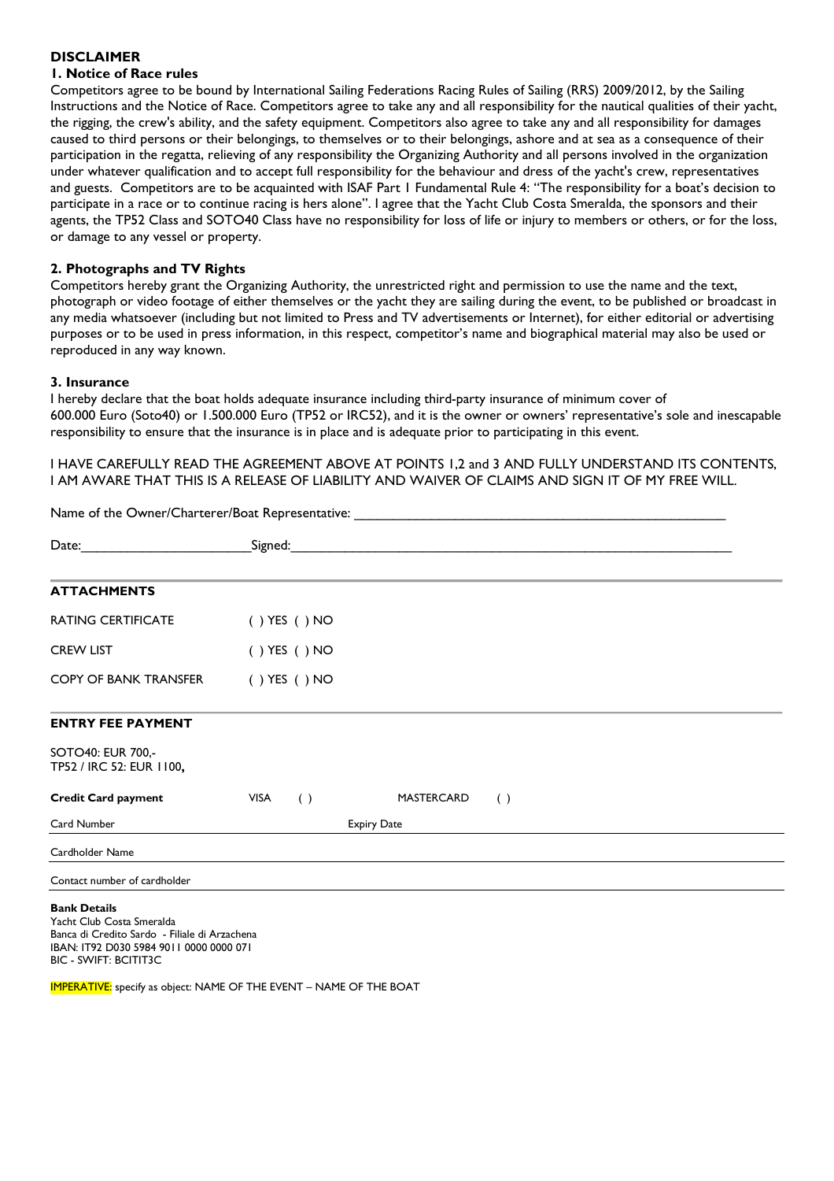## DISCLAIMER

### 1. Notice of Race rules

Competitors agree to be bound by International Sailing Federations Racing Rules of Sailing (RRS) 2009/2012, by the Sailing Instructions and the Notice of Race. Competitors agree to take any and all responsibility for the nautical qualities of their yacht, the rigging, the crew's ability, and the safety equipment. Competitors also agree to take any and all responsibility for damages caused to third persons or their belongings, to themselves or to their belongings, ashore and at sea as a consequence of their participation in the regatta, relieving of any responsibility the Organizing Authority and all persons involved in the organization under whatever qualification and to accept full responsibility for the behaviour and dress of the yacht's crew, representatives and guests. Competitors are to be acquainted with ISAF Part 1 Fundamental Rule 4: "The responsibility for a boat's decision to participate in a race or to continue racing is hers alone". I agree that the Yacht Club Costa Smeralda, the sponsors and their agents, the TP52 Class and SOTO40 Class have no responsibility for loss of life or injury to members or others, or for the loss, or damage to any vessel or property.

### 2. Photographs and TV Rights

Competitors hereby grant the Organizing Authority, the unrestricted right and permission to use the name and the text, photograph or video footage of either themselves or the yacht they are sailing during the event, to be published or broadcast in any media whatsoever (including but not limited to Press and TV advertisements or Internet), for either editorial or advertising purposes or to be used in press information, in this respect, competitor's name and biographical material may also be used or reproduced in any way known.

### 3. Insurance

I hereby declare that the boat holds adequate insurance including third-party insurance of minimum cover of 600.000 Euro (Soto40) or 1.500.000 Euro (TP52 or IRC52), and it is the owner or owners' representative's sole and inescapable responsibility to ensure that the insurance is in place and is adequate prior to participating in this event.

I HAVE CAREFULLY READ THE AGREEMENT ABOVE AT POINTS 1,2 and 3 AND FULLY UNDERSTAND ITS CONTENTS, I AM AWARE THAT THIS IS A RELEASE OF LIABILITY AND WAIVER OF CLAIMS AND SIGN IT OF MY FREE WILL.

Name of the Owner/Charterer/Boat Representative: ____________________________________________________

Date:_______________________Signed:______________________________________________________________

---

### ATTACHMENTS

RATING CERTIFICATE ( ) YES ( ) NO

CREW LIST ( ) YES ( ) NO

COPY OF BANK TRANSFER ( ) YES ( ) NO

---

### ENTRY FEE PAYMENT

SOTO40: EUR 700,-
TP52 / IRC 52: EUR 1100**,**

**Credit Card payment** VISA ( ) MASTERCARD ( )

Card Number Expiry Date

Cardholder Name

Contact number of cardholder

**Bank Details**
Yacht Club Costa Smeralda
Banca di Credito Sardo - Filiale di Arzachena
IBAN: IT92 D030 5984 9011 0000 0000 071
BIC - SWIFT: BCITIT3C

IMPERATIVE: specify as object: NAME OF THE EVENT – NAME OF THE BOAT